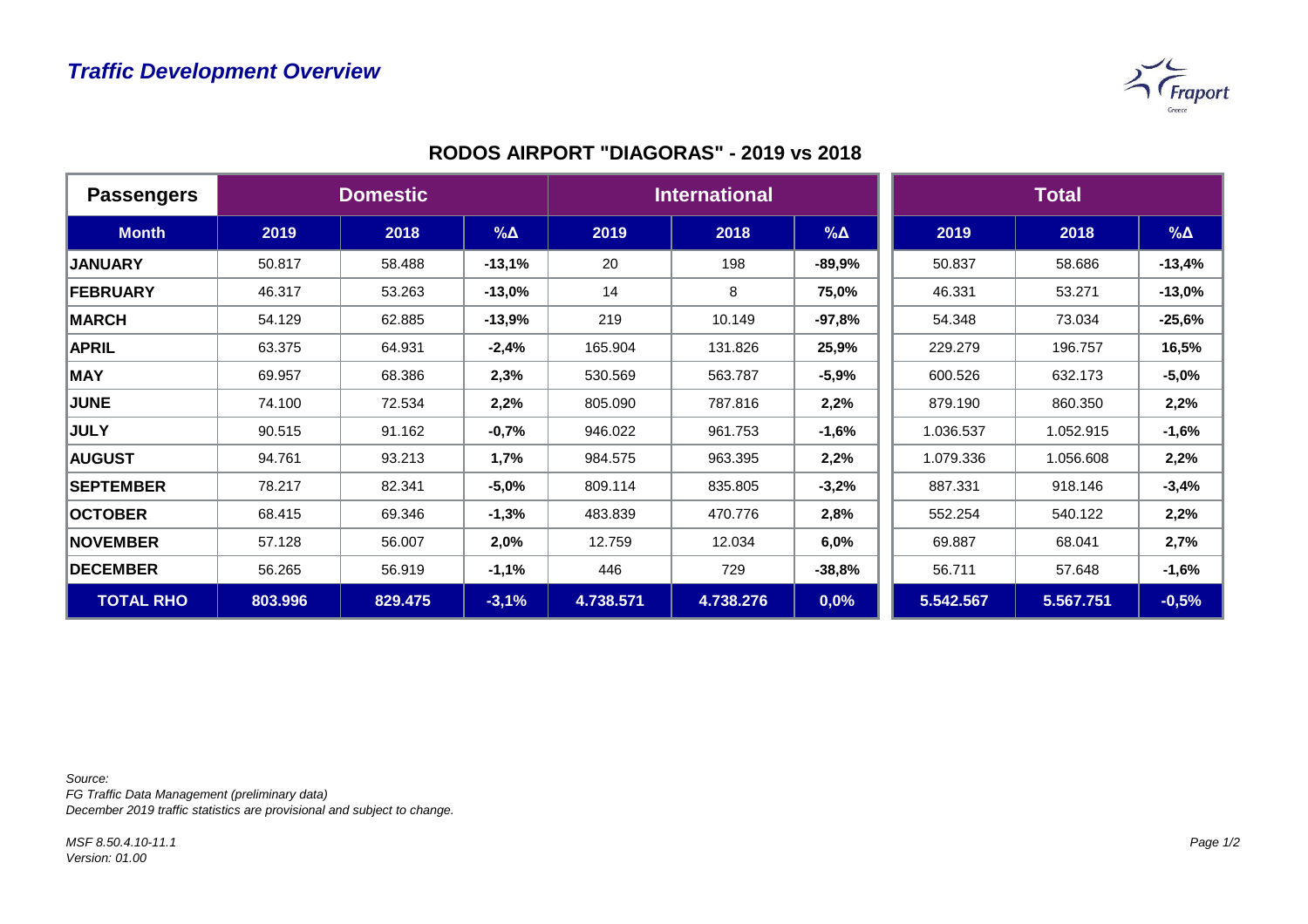# Traffic Development Overview

## RODOS AIRPORT "DIAGORAS" - 2019 vs 2018

| Passengers | Domestic | | | International | | | Total | | |
|---|---|---|---|---|---|---|---|---|---|
| **Month** | **2019** | **2018** | **%Δ** | **2019** | **2018** | **%Δ** | **2019** | **2018** | **%Δ** |
| **JANUARY** | 50.817 | 58.488 | **-13,1%** | 20 | 198 | **-89,9%** | 50.837 | 58.686 | **-13,4%** |
| **FEBRUARY** | 46.317 | 53.263 | **-13,0%** | 14 | 8 | **75,0%** | 46.331 | 53.271 | **-13,0%** |
| **MARCH** | 54.129 | 62.885 | **-13,9%** | 219 | 10.149 | **-97,8%** | 54.348 | 73.034 | **-25,6%** |
| **APRIL** | 63.375 | 64.931 | **-2,4%** | 165.904 | 131.826 | **25,9%** | 229.279 | 196.757 | **16,5%** |
| **MAY** | 69.957 | 68.386 | **2,3%** | 530.569 | 563.787 | **-5,9%** | 600.526 | 632.173 | **-5,0%** |
| **JUNE** | 74.100 | 72.534 | **2,2%** | 805.090 | 787.816 | **2,2%** | 879.190 | 860.350 | **2,2%** |
| **JULY** | 90.515 | 91.162 | **-0,7%** | 946.022 | 961.753 | **-1,6%** | 1.036.537 | 1.052.915 | **-1,6%** |
| **AUGUST** | 94.761 | 93.213 | **1,7%** | 984.575 | 963.395 | **2,2%** | 1.079.336 | 1.056.608 | **2,2%** |
| **SEPTEMBER** | 78.217 | 82.341 | **-5,0%** | 809.114 | 835.805 | **-3,2%** | 887.331 | 918.146 | **-3,4%** |
| **OCTOBER** | 68.415 | 69.346 | **-1,3%** | 483.839 | 470.776 | **2,8%** | 552.254 | 540.122 | **2,2%** |
| **NOVEMBER** | 57.128 | 56.007 | **2,0%** | 12.759 | 12.034 | **6,0%** | 69.887 | 68.041 | **2,7%** |
| **DECEMBER** | 56.265 | 56.919 | **-1,1%** | 446 | 729 | **-38,8%** | 56.711 | 57.648 | **-1,6%** |
| **TOTAL RHO** | **803.996** | **829.475** | **-3,1%** | **4.738.571** | **4.738.276** | **0,0%** | **5.542.567** | **5.567.751** | **-0,5%** |

*Source:*
*FG Traffic Data Management (preliminary data)*
*December 2019 traffic statistics are provisional and subject to change.*

*MSF 8.50.4.10-11.1*
*Version: 01.00*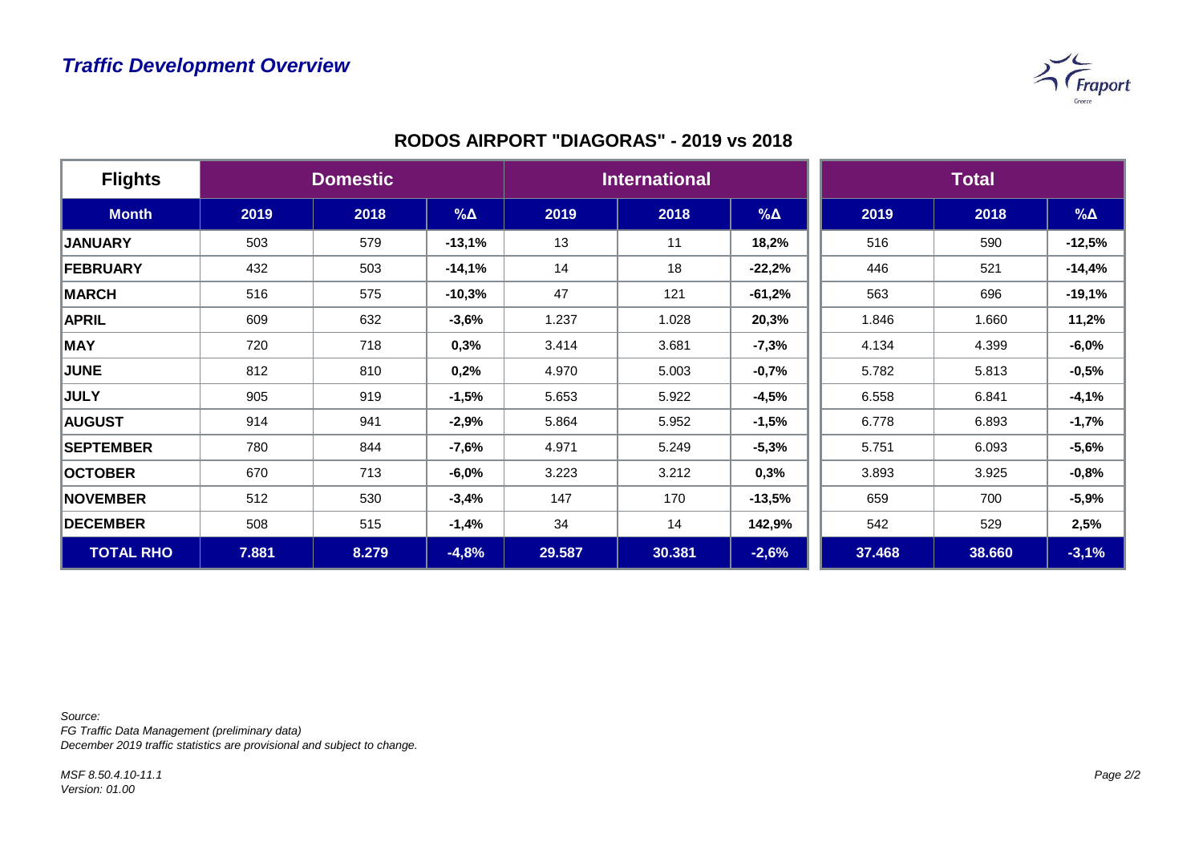## Traffic Development Overview

### RODOS AIRPORT "DIAGORAS" - 2019 vs 2018

| Flights | Domestic | | | International | | | Total | | |
|---|---|---|---|---|---|---|---|---|---|
| **Month** | **2019** | **2018** | **%Δ** | **2019** | **2018** | **%Δ** | **2019** | **2018** | **%Δ** |
| **JANUARY** | 503 | 579 | **-13,1%** | 13 | 11 | **18,2%** | 516 | 590 | **-12,5%** |
| **FEBRUARY** | 432 | 503 | **-14,1%** | 14 | 18 | **-22,2%** | 446 | 521 | **-14,4%** |
| **MARCH** | 516 | 575 | **-10,3%** | 47 | 121 | **-61,2%** | 563 | 696 | **-19,1%** |
| **APRIL** | 609 | 632 | **-3,6%** | 1.237 | 1.028 | **20,3%** | 1.846 | 1.660 | **11,2%** |
| **MAY** | 720 | 718 | **0,3%** | 3.414 | 3.681 | **-7,3%** | 4.134 | 4.399 | **-6,0%** |
| **JUNE** | 812 | 810 | **0,2%** | 4.970 | 5.003 | **-0,7%** | 5.782 | 5.813 | **-0,5%** |
| **JULY** | 905 | 919 | **-1,5%** | 5.653 | 5.922 | **-4,5%** | 6.558 | 6.841 | **-4,1%** |
| **AUGUST** | 914 | 941 | **-2,9%** | 5.864 | 5.952 | **-1,5%** | 6.778 | 6.893 | **-1,7%** |
| **SEPTEMBER** | 780 | 844 | **-7,6%** | 4.971 | 5.249 | **-5,3%** | 5.751 | 6.093 | **-5,6%** |
| **OCTOBER** | 670 | 713 | **-6,0%** | 3.223 | 3.212 | **0,3%** | 3.893 | 3.925 | **-0,8%** |
| **NOVEMBER** | 512 | 530 | **-3,4%** | 147 | 170 | **-13,5%** | 659 | 700 | **-5,9%** |
| **DECEMBER** | 508 | 515 | **-1,4%** | 34 | 14 | **142,9%** | 542 | 529 | **2,5%** |
| **TOTAL RHO** | **7.881** | **8.279** | **-4,8%** | **29.587** | **30.381** | **-2,6%** | **37.468** | **38.660** | **-3,1%** |

*Source:*
*FG Traffic Data Management (preliminary data)*
*December 2019 traffic statistics are provisional and subject to change.*

*MSF 8.50.4.10-11.1*
*Version: 01.00*